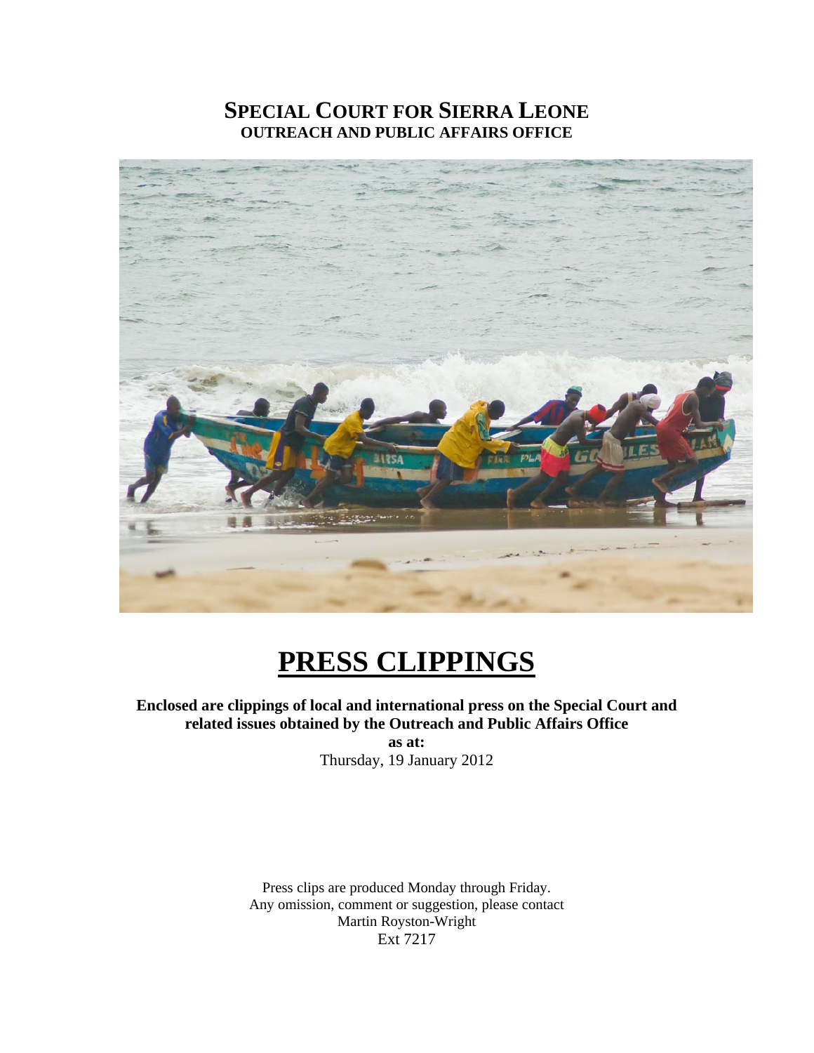# SPECIAL COURT FOR SIERRA LEONE

**OUTREACH AND PUBLIC AFFAIRS OFFICE**

# PRESS CLIPPINGS

**Enclosed are clippings of local and international press on the Special Court and related issues obtained by the Outreach and Public Affairs Office**

**as at:**

Thursday, 19 January 2012

Press clips are produced Monday through Friday.
Any omission, comment or suggestion, please contact
Martin Royston-Wright
Ext 7217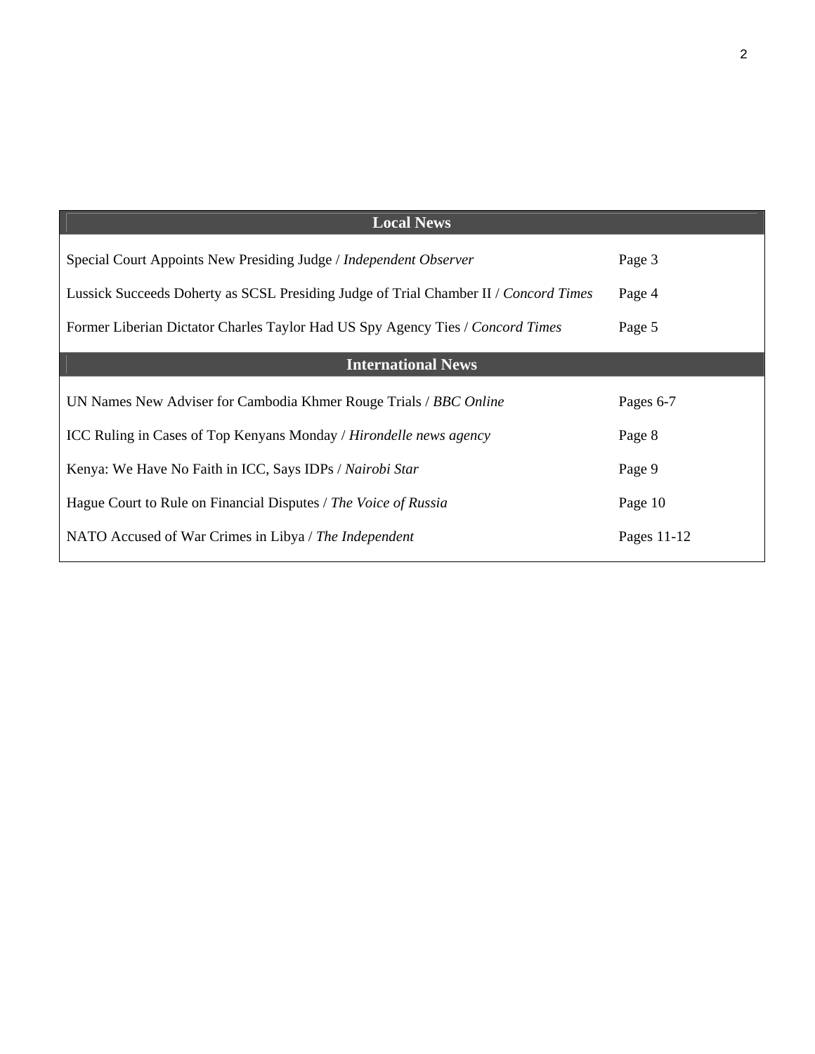| Local News | |
|---|---|
| Special Court Appoints New Presiding Judge / *Independent Observer* | Page 3 |
| Lussick Succeeds Doherty as SCSL Presiding Judge of Trial Chamber II / *Concord Times* | Page 4 |
| Former Liberian Dictator Charles Taylor Had US Spy Agency Ties / *Concord Times* | Page 5 |
| **International News** | |
| UN Names New Adviser for Cambodia Khmer Rouge Trials / *BBC Online* | Pages 6-7 |
| ICC Ruling in Cases of Top Kenyans Monday / *Hirondelle news agency* | Page 8 |
| Kenya: We Have No Faith in ICC, Says IDPs / *Nairobi Star* | Page 9 |
| Hague Court to Rule on Financial Disputes / *The Voice of Russia* | Page 10 |
| NATO Accused of War Crimes in Libya / *The Independent* | Pages 11-12 |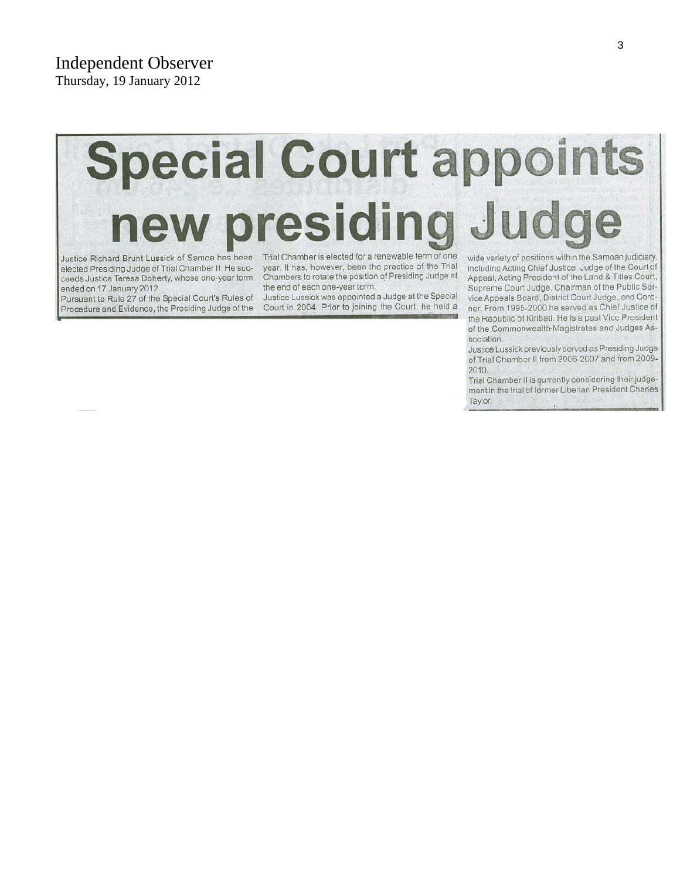Independent Observer
Thursday, 19 January 2012

# Special Court appoints new presiding Judge

Justice Richard Brunt Lussick of Samoa has been elected Presiding Judge of Trial Chamber II. He succeeds Justice Teresa Doherty, whose one-year term ended on 17 January 2012.

Pursuant to Rule 27 of the Special Court's Rules of Procedure and Evidence, the Presiding Judge of the Trial Chamber is elected for a renewable term of one year. It has, however, been the practice of the Trial Chambers to rotate the position of Presiding Judge at the end of each one-year term.

Justice Lussick was appointed a Judge at the Special Court in 2004. Prior to joining the Court, he held a wide variety of positions within the Samoan judiciary, including Acting Chief Justice, Judge of the Court of Appeal, Acting President of the Land & Titles Court, Supreme Court Judge, Chairman of the Public Service Appeals Board, District Court Judge, and Coroner. From 1995-2000 he served as Chief Justice of the Republic of Kiribati. He is a past Vice President of the Commonwealth Magistrates and Judges Association.

Justice Lussick previously served as Presiding Judge of Trial Chamber II from 2006-2007 and from 2009-2010.

Trial Chamber II is currently considering their judgement in the trial of former Liberian President Charles Taylor.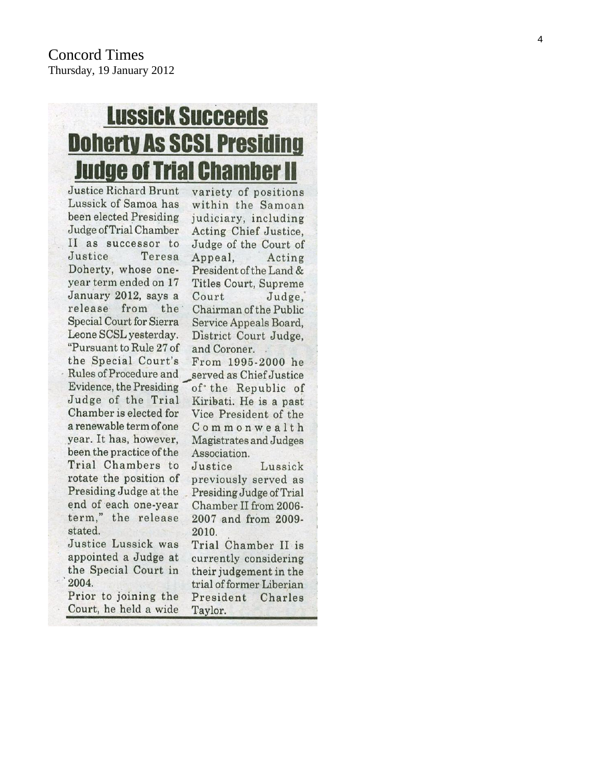Concord Times
Thursday, 19 January 2012

# Lussick Succeeds Doherty As SCSL Presiding Judge of Trial Chamber II

Justice Richard Brunt Lussick of Samoa has been elected Presiding Judge of Trial Chamber II as successor to Justice Teresa Doherty, whose one-year term ended on 17 January 2012, says a release from the Special Court for Sierra Leone SCSL yesterday.

"Pursuant to Rule 27 of the Special Court's Rules of Procedure and Evidence, the Presiding Judge of the Trial Chamber is elected for a renewable term of one year. It has, however, been the practice of the Trial Chambers to rotate the position of Presiding Judge at the end of each one-year term," the release stated.

Justice Lussick was appointed a Judge at the Special Court in 2004.

Prior to joining the Court, he held a wide variety of positions within the Samoan judiciary, including Acting Chief Justice, Judge of the Court of Appeal, Acting President of the Land & Titles Court, Supreme Court Judge, Chairman of the Public Service Appeals Board, District Court Judge, and Coroner.

From 1995-2000 he served as Chief Justice of the Republic of Kiribati. He is a past Vice President of the Commonwealth Magistrates and Judges Association.

Justice Lussick previously served as Presiding Judge of Trial Chamber II from 2006-2007 and from 2009-2010.

Trial Chamber II is currently considering their judgement in the trial of former Liberian President Charles Taylor.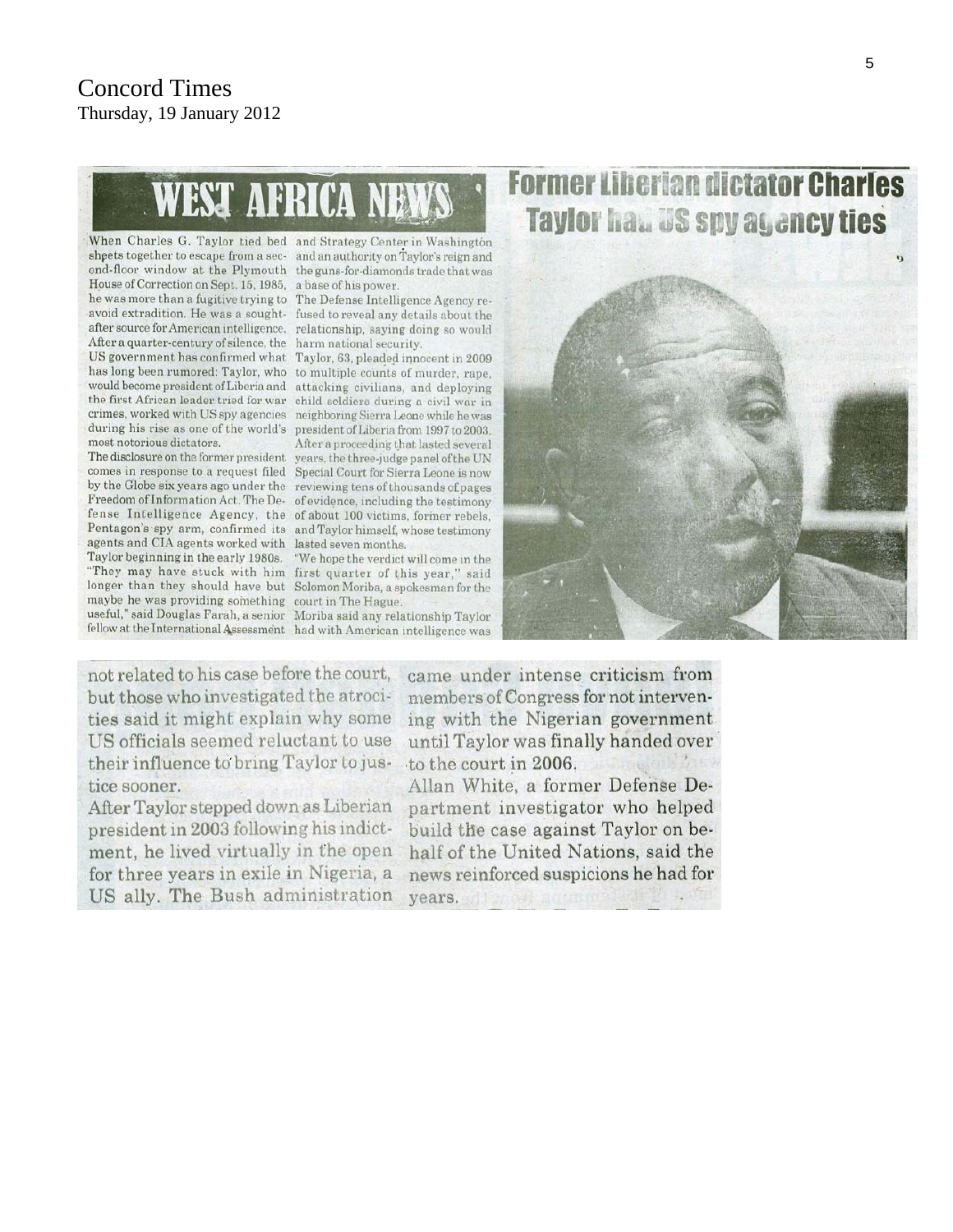Concord Times
Thursday, 19 January 2012

# WEST AFRICA NEWS

## Former Liberian dictator Charles Taylor had US spy agency ties

When Charles G. Taylor tied bed sheets together to escape from a second-floor window at the Plymouth House of Correction on Sept. 15, 1985, he was more than a fugitive trying to avoid extradition. He was a sought-after source for American intelligence. After a quarter-century of silence, the US government has confirmed what has long been rumored: Taylor, who would become president of Liberia and the first African leader tried for war crimes, worked with US spy agencies during his rise as one of the world's most notorious dictators.

The disclosure on the former president comes in response to a request filed by the Globe six years ago under the Freedom of Information Act. The Defense Intelligence Agency, the Pentagon's spy arm, confirmed its agents and CIA agents worked with Taylor beginning in the early 1980s.

"They may have stuck with him longer than they should have but maybe he was providing something useful," said Douglas Farah, a senior fellow at the International Assessment and Strategy Center in Washington and an authority on Taylor's reign and the guns-for-diamonds trade that was a base of his power.

The Defense Intelligence Agency refused to reveal any details about the relationship, saying doing so would harm national security.

Taylor, 63, pleaded innocent in 2009 to multiple counts of murder, rape, attacking civilians, and deploying child soldiers during a civil war in neighboring Sierra Leone while he was president of Liberia from 1997 to 2003.

After a proceeding that lasted several years, the three-judge panel of the UN Special Court for Sierra Leone is now reviewing tens of thousands of pages of evidence, including the testimony of about 100 victims, former rebels, and Taylor himself, whose testimony lasted seven months.

"We hope the verdict will come in the first quarter of this year," said Solomon Moriba, a spokesman for the court in The Hague.

Moriba said any relationship Taylor had with American intelligence was not related to his case before the court, but those who investigated the atrocities said it might explain why some US officials seemed reluctant to use their influence to bring Taylor to justice sooner.

After Taylor stepped down as Liberian president in 2003 following his indictment, he lived virtually in the open for three years in exile in Nigeria, a US ally. The Bush administration came under intense criticism from members of Congress for not intervening with the Nigerian government until Taylor was finally handed over to the court in 2006.

Allan White, a former Defense Department investigator who helped build the case against Taylor on behalf of the United Nations, said the news reinforced suspicions he had for years.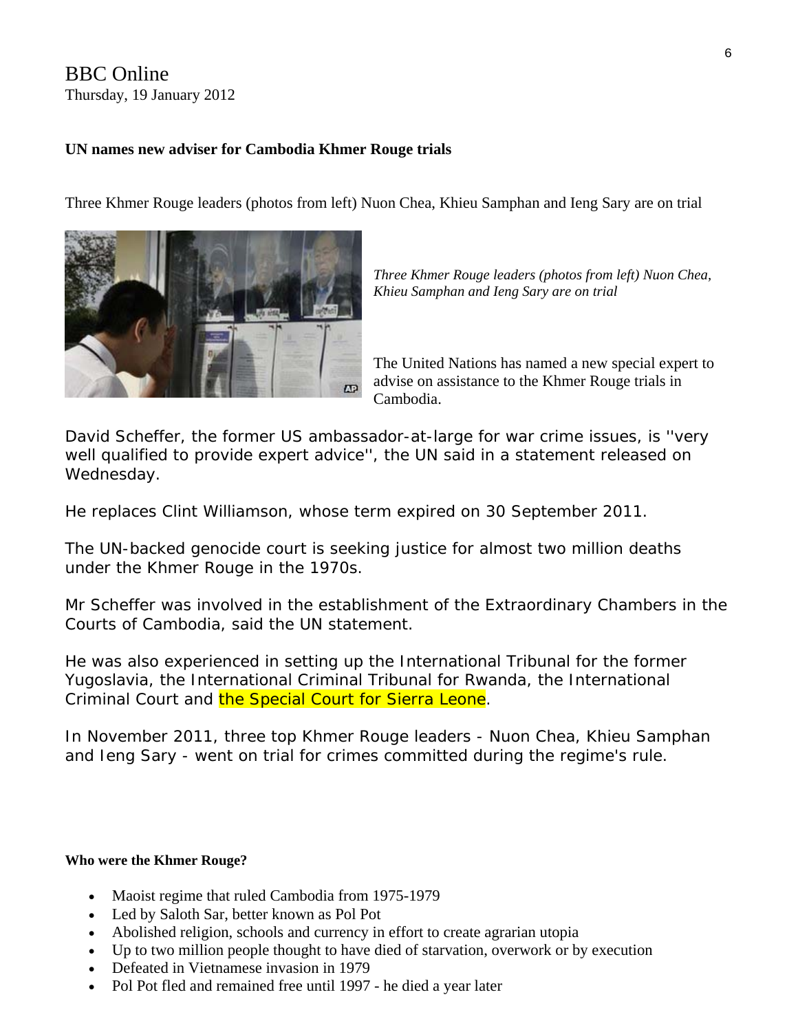BBC Online
Thursday, 19 January 2012

**UN names new adviser for Cambodia Khmer Rouge trials**

Three Khmer Rouge leaders (photos from left) Nuon Chea, Khieu Samphan and Ieng Sary are on trial

*Three Khmer Rouge leaders (photos from left) Nuon Chea, Khieu Samphan and Ieng Sary are on trial*

The United Nations has named a new special expert to advise on assistance to the Khmer Rouge trials in Cambodia.

David Scheffer, the former US ambassador-at-large for war crime issues, is ''very well qualified to provide expert advice'', the UN said in a statement released on Wednesday.

He replaces Clint Williamson, whose term expired on 30 September 2011.

The UN-backed genocide court is seeking justice for almost two million deaths under the Khmer Rouge in the 1970s.

Mr Scheffer was involved in the establishment of the Extraordinary Chambers in the Courts of Cambodia, said the UN statement.

He was also experienced in setting up the International Tribunal for the former Yugoslavia, the International Criminal Tribunal for Rwanda, the International Criminal Court and the Special Court for Sierra Leone.

In November 2011, three top Khmer Rouge leaders - Nuon Chea, Khieu Samphan and Ieng Sary - went on trial for crimes committed during the regime's rule.

**Who were the Khmer Rouge?**

- Maoist regime that ruled Cambodia from 1975-1979
- Led by Saloth Sar, better known as Pol Pot
- Abolished religion, schools and currency in effort to create agrarian utopia
- Up to two million people thought to have died of starvation, overwork or by execution
- Defeated in Vietnamese invasion in 1979
- Pol Pot fled and remained free until 1997 - he died a year later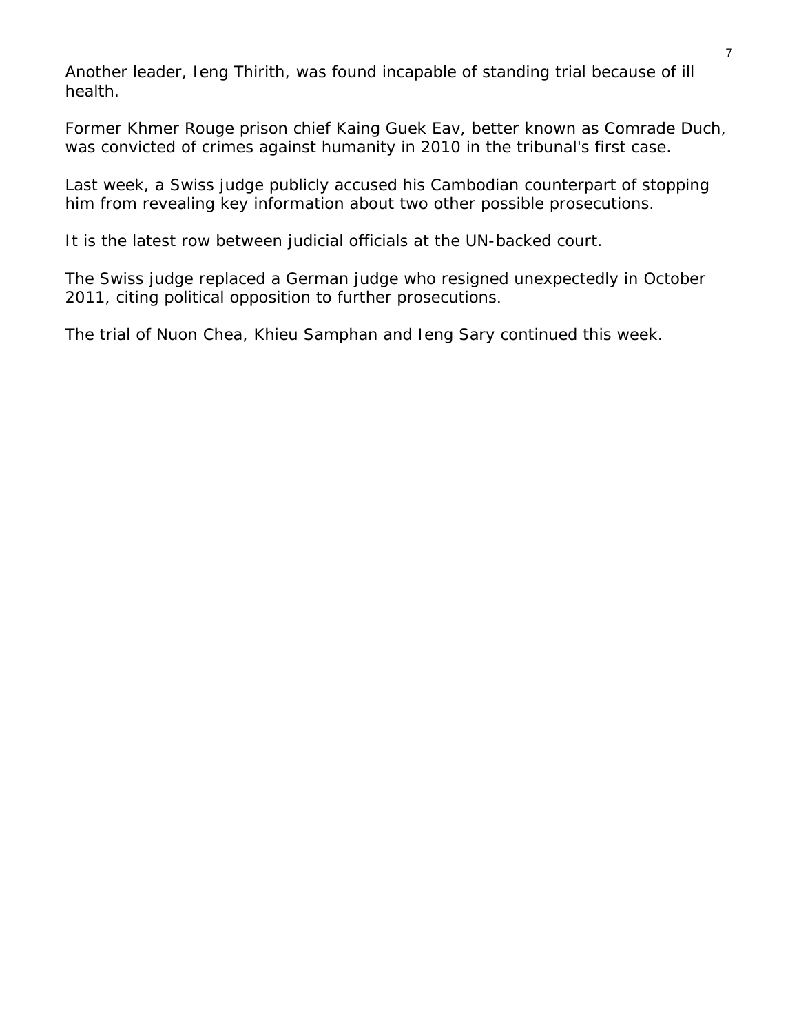Another leader, Ieng Thirith, was found incapable of standing trial because of ill health.

Former Khmer Rouge prison chief Kaing Guek Eav, better known as Comrade Duch, was convicted of crimes against humanity in 2010 in the tribunal's first case.

Last week, a Swiss judge publicly accused his Cambodian counterpart of stopping him from revealing key information about two other possible prosecutions.

It is the latest row between judicial officials at the UN-backed court.

The Swiss judge replaced a German judge who resigned unexpectedly in October 2011, citing political opposition to further prosecutions.

The trial of Nuon Chea, Khieu Samphan and Ieng Sary continued this week.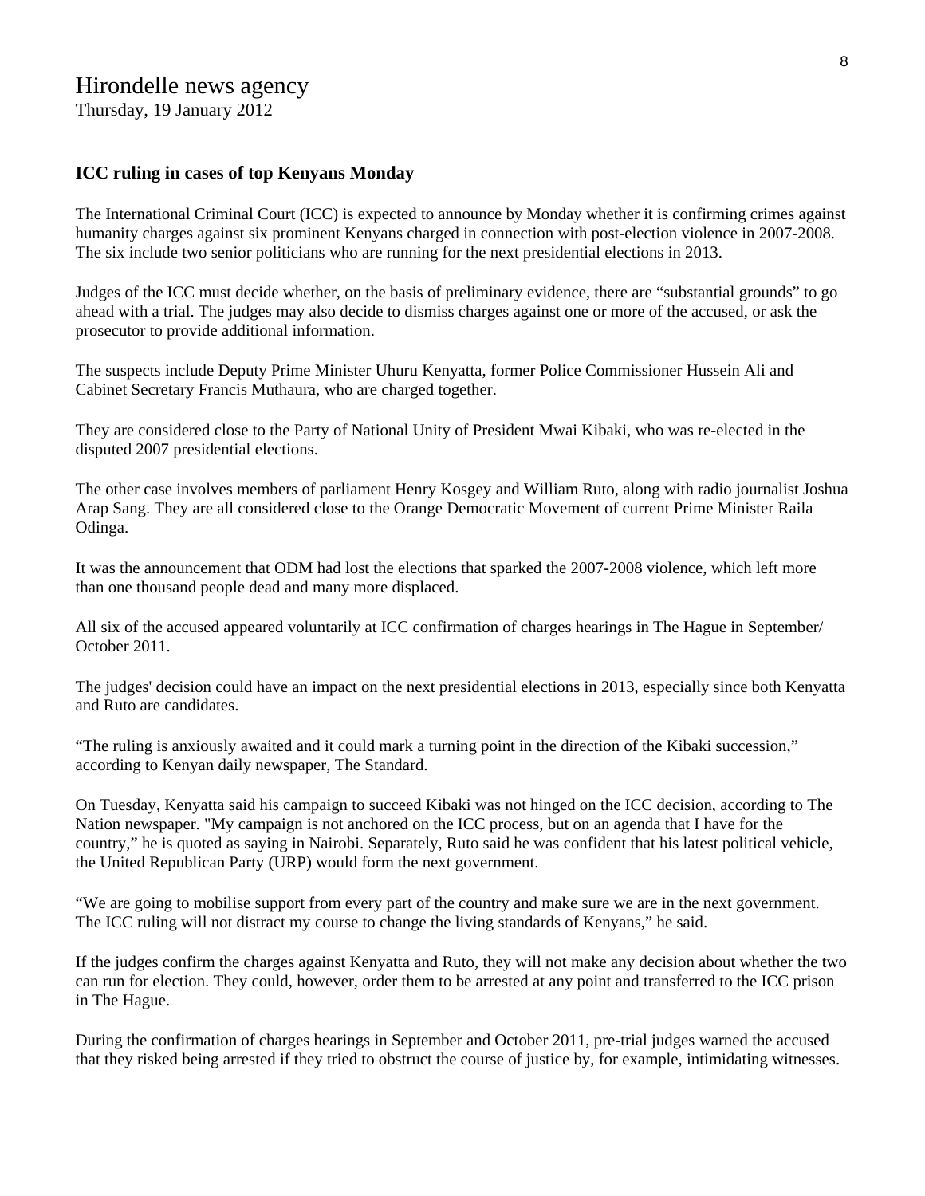# Hirondelle news agency

Thursday, 19 January 2012

## ICC ruling in cases of top Kenyans Monday

The International Criminal Court (ICC) is expected to announce by Monday whether it is confirming crimes against humanity charges against six prominent Kenyans charged in connection with post-election violence in 2007-2008. The six include two senior politicians who are running for the next presidential elections in 2013.

Judges of the ICC must decide whether, on the basis of preliminary evidence, there are "substantial grounds" to go ahead with a trial. The judges may also decide to dismiss charges against one or more of the accused, or ask the prosecutor to provide additional information.

The suspects include Deputy Prime Minister Uhuru Kenyatta, former Police Commissioner Hussein Ali and Cabinet Secretary Francis Muthaura, who are charged together.

They are considered close to the Party of National Unity of President Mwai Kibaki, who was re-elected in the disputed 2007 presidential elections.

The other case involves members of parliament Henry Kosgey and William Ruto, along with radio journalist Joshua Arap Sang. They are all considered close to the Orange Democratic Movement of current Prime Minister Raila Odinga.

It was the announcement that ODM had lost the elections that sparked the 2007-2008 violence, which left more than one thousand people dead and many more displaced.

All six of the accused appeared voluntarily at ICC confirmation of charges hearings in The Hague in September/ October 2011.

The judges' decision could have an impact on the next presidential elections in 2013, especially since both Kenyatta and Ruto are candidates.

"The ruling is anxiously awaited and it could mark a turning point in the direction of the Kibaki succession," according to Kenyan daily newspaper, The Standard.

On Tuesday, Kenyatta said his campaign to succeed Kibaki was not hinged on the ICC decision, according to The Nation newspaper. "My campaign is not anchored on the ICC process, but on an agenda that I have for the country," he is quoted as saying in Nairobi. Separately, Ruto said he was confident that his latest political vehicle, the United Republican Party (URP) would form the next government.

"We are going to mobilise support from every part of the country and make sure we are in the next government. The ICC ruling will not distract my course to change the living standards of Kenyans," he said.

If the judges confirm the charges against Kenyatta and Ruto, they will not make any decision about whether the two can run for election. They could, however, order them to be arrested at any point and transferred to the ICC prison in The Hague.

During the confirmation of charges hearings in September and October 2011, pre-trial judges warned the accused that they risked being arrested if they tried to obstruct the course of justice by, for example, intimidating witnesses.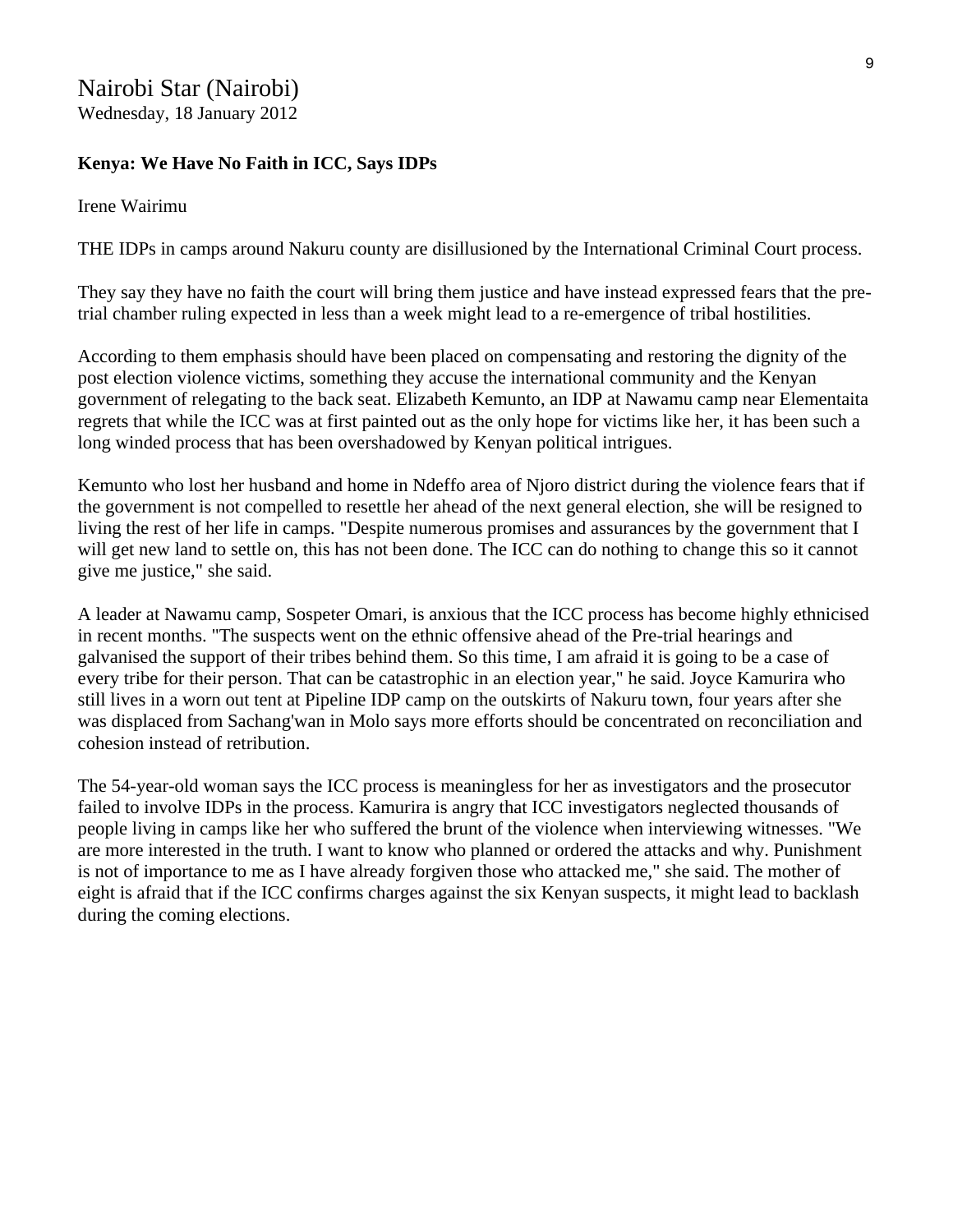Nairobi Star (Nairobi)
Wednesday, 18 January 2012

**Kenya: We Have No Faith in ICC, Says IDPs**

Irene Wairimu

THE IDPs in camps around Nakuru county are disillusioned by the International Criminal Court process.

They say they have no faith the court will bring them justice and have instead expressed fears that the pre-trial chamber ruling expected in less than a week might lead to a re-emergence of tribal hostilities.

According to them emphasis should have been placed on compensating and restoring the dignity of the post election violence victims, something they accuse the international community and the Kenyan government of relegating to the back seat. Elizabeth Kemunto, an IDP at Nawamu camp near Elementaita regrets that while the ICC was at first painted out as the only hope for victims like her, it has been such a long winded process that has been overshadowed by Kenyan political intrigues.

Kemunto who lost her husband and home in Ndeffo area of Njoro district during the violence fears that if the government is not compelled to resettle her ahead of the next general election, she will be resigned to living the rest of her life in camps. "Despite numerous promises and assurances by the government that I will get new land to settle on, this has not been done. The ICC can do nothing to change this so it cannot give me justice," she said.

A leader at Nawamu camp, Sospeter Omari, is anxious that the ICC process has become highly ethnicised in recent months. "The suspects went on the ethnic offensive ahead of the Pre-trial hearings and galvanised the support of their tribes behind them. So this time, I am afraid it is going to be a case of every tribe for their person. That can be catastrophic in an election year," he said. Joyce Kamurira who still lives in a worn out tent at Pipeline IDP camp on the outskirts of Nakuru town, four years after she was displaced from Sachang'wan in Molo says more efforts should be concentrated on reconciliation and cohesion instead of retribution.

The 54-year-old woman says the ICC process is meaningless for her as investigators and the prosecutor failed to involve IDPs in the process. Kamurira is angry that ICC investigators neglected thousands of people living in camps like her who suffered the brunt of the violence when interviewing witnesses. "We are more interested in the truth. I want to know who planned or ordered the attacks and why. Punishment is not of importance to me as I have already forgiven those who attacked me," she said. The mother of eight is afraid that if the ICC confirms charges against the six Kenyan suspects, it might lead to backlash during the coming elections.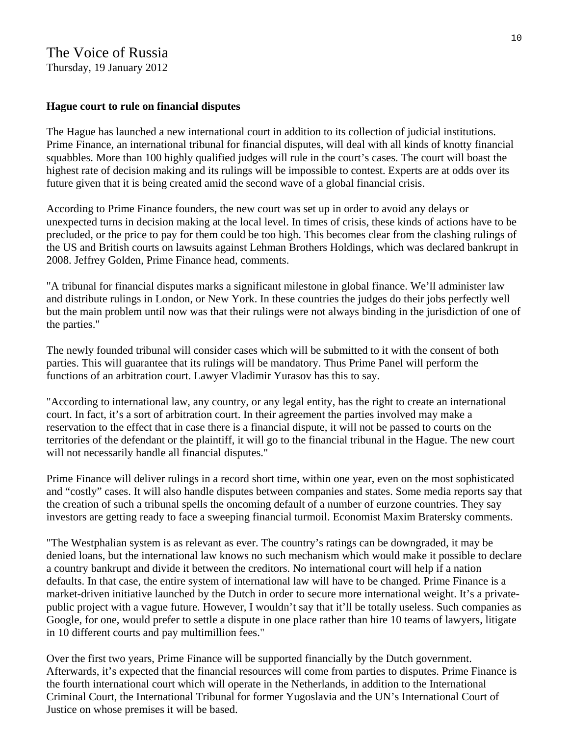The Voice of Russia
Thursday, 19 January 2012

**Hague court to rule on financial disputes**

The Hague has launched a new international court in addition to its collection of judicial institutions. Prime Finance, an international tribunal for financial disputes, will deal with all kinds of knotty financial squabbles. More than 100 highly qualified judges will rule in the court's cases. The court will boast the highest rate of decision making and its rulings will be impossible to contest. Experts are at odds over its future given that it is being created amid the second wave of a global financial crisis.

According to Prime Finance founders, the new court was set up in order to avoid any delays or unexpected turns in decision making at the local level. In times of crisis, these kinds of actions have to be precluded, or the price to pay for them could be too high. This becomes clear from the clashing rulings of the US and British courts on lawsuits against Lehman Brothers Holdings, which was declared bankrupt in 2008. Jeffrey Golden, Prime Finance head, comments.

"A tribunal for financial disputes marks a significant milestone in global finance. We'll administer law and distribute rulings in London, or New York. In these countries the judges do their jobs perfectly well but the main problem until now was that their rulings were not always binding in the jurisdiction of one of the parties."

The newly founded tribunal will consider cases which will be submitted to it with the consent of both parties. This will guarantee that its rulings will be mandatory. Thus Prime Panel will perform the functions of an arbitration court. Lawyer Vladimir Yurasov has this to say.

"According to international law, any country, or any legal entity, has the right to create an international court. In fact, it's a sort of arbitration court. In their agreement the parties involved may make a reservation to the effect that in case there is a financial dispute, it will not be passed to courts on the territories of the defendant or the plaintiff, it will go to the financial tribunal in the Hague. The new court will not necessarily handle all financial disputes."

Prime Finance will deliver rulings in a record short time, within one year, even on the most sophisticated and "costly" cases. It will also handle disputes between companies and states. Some media reports say that the creation of such a tribunal spells the oncoming default of a number of eurzone countries. They say investors are getting ready to face a sweeping financial turmoil. Economist Maxim Bratersky comments.

"The Westphalian system is as relevant as ever. The country's ratings can be downgraded, it may be denied loans, but the international law knows no such mechanism which would make it possible to declare a country bankrupt and divide it between the creditors. No international court will help if a nation defaults. In that case, the entire system of international law will have to be changed. Prime Finance is a market-driven initiative launched by the Dutch in order to secure more international weight. It's a private-public project with a vague future. However, I wouldn't say that it'll be totally useless. Such companies as Google, for one, would prefer to settle a dispute in one place rather than hire 10 teams of lawyers, litigate in 10 different courts and pay multimillion fees."

Over the first two years, Prime Finance will be supported financially by the Dutch government. Afterwards, it's expected that the financial resources will come from parties to disputes. Prime Finance is the fourth international court which will operate in the Netherlands, in addition to the International Criminal Court, the International Tribunal for former Yugoslavia and the UN's International Court of Justice on whose premises it will be based.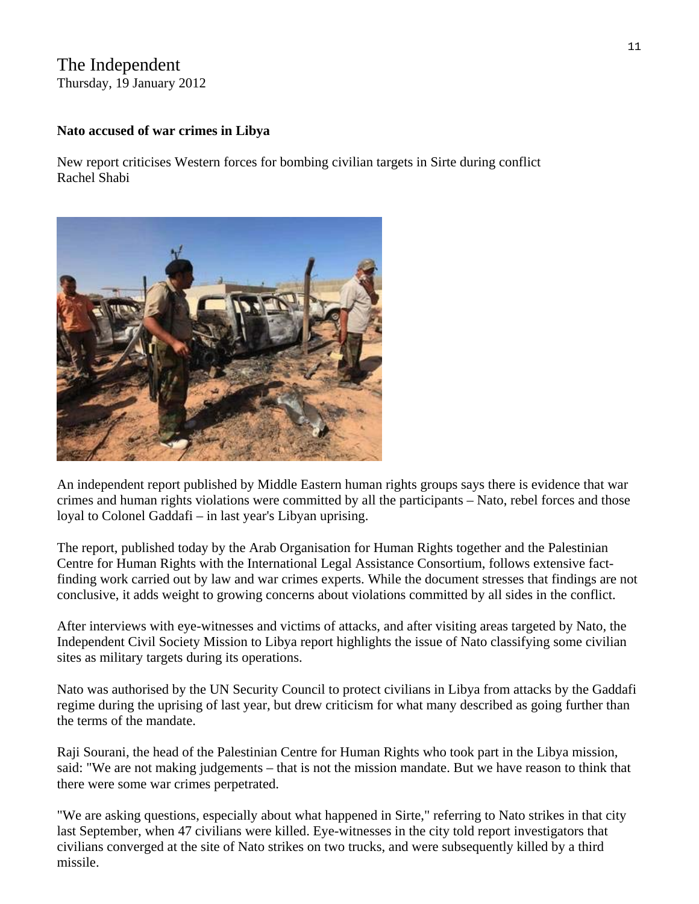The Independent
Thursday, 19 January 2012

**Nato accused of war crimes in Libya**

New report criticises Western forces for bombing civilian targets in Sirte during conflict
Rachel Shabi

An independent report published by Middle Eastern human rights groups says there is evidence that war crimes and human rights violations were committed by all the participants – Nato, rebel forces and those loyal to Colonel Gaddafi – in last year's Libyan uprising.

The report, published today by the Arab Organisation for Human Rights together and the Palestinian Centre for Human Rights with the International Legal Assistance Consortium, follows extensive fact-finding work carried out by law and war crimes experts. While the document stresses that findings are not conclusive, it adds weight to growing concerns about violations committed by all sides in the conflict.

After interviews with eye-witnesses and victims of attacks, and after visiting areas targeted by Nato, the Independent Civil Society Mission to Libya report highlights the issue of Nato classifying some civilian sites as military targets during its operations.

Nato was authorised by the UN Security Council to protect civilians in Libya from attacks by the Gaddafi regime during the uprising of last year, but drew criticism for what many described as going further than the terms of the mandate.

Raji Sourani, the head of the Palestinian Centre for Human Rights who took part in the Libya mission, said: "We are not making judgements – that is not the mission mandate. But we have reason to think that there were some war crimes perpetrated.

"We are asking questions, especially about what happened in Sirte," referring to Nato strikes in that city last September, when 47 civilians were killed. Eye-witnesses in the city told report investigators that civilians converged at the site of Nato strikes on two trucks, and were subsequently killed by a third missile.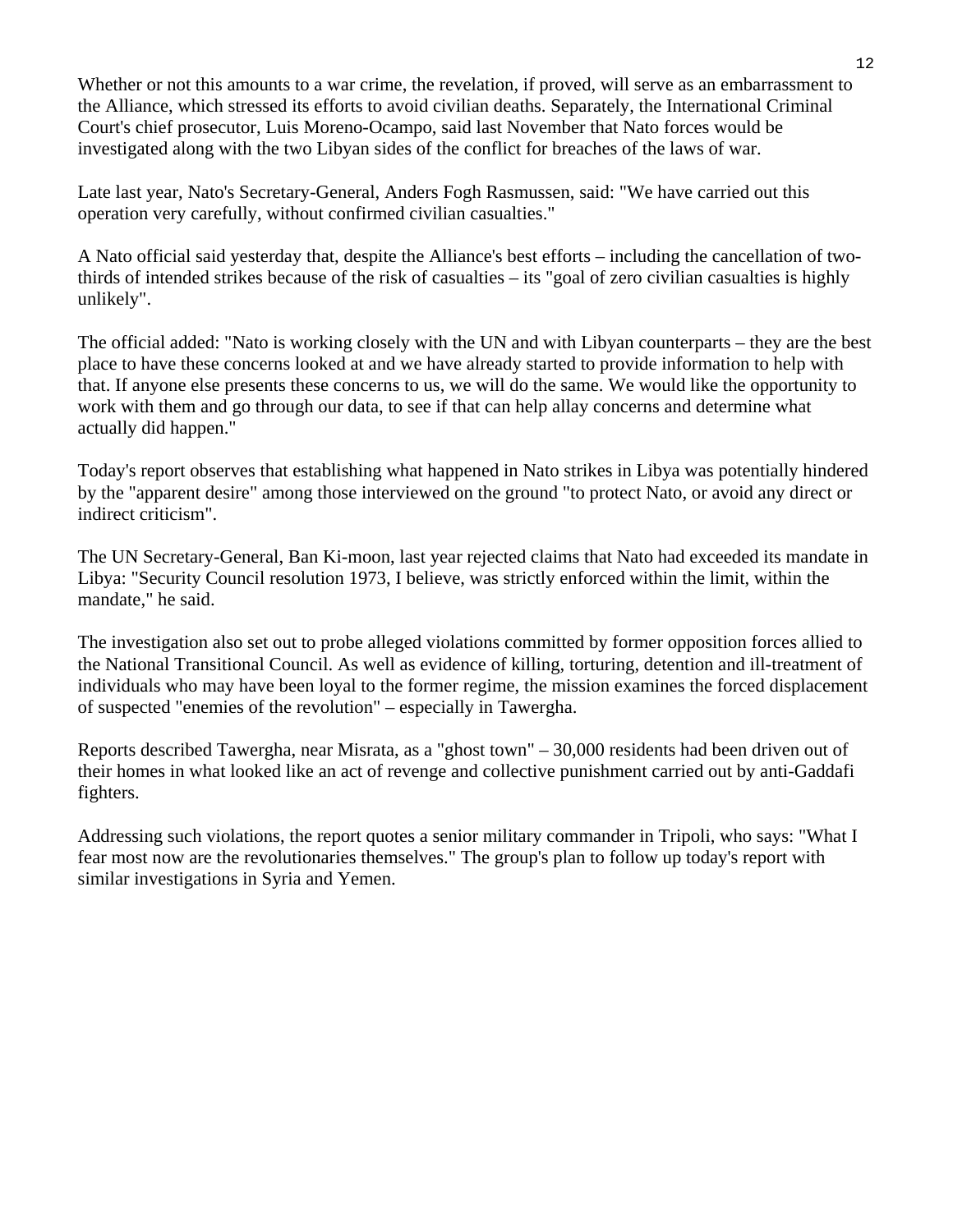Whether or not this amounts to a war crime, the revelation, if proved, will serve as an embarrassment to the Alliance, which stressed its efforts to avoid civilian deaths. Separately, the International Criminal Court's chief prosecutor, Luis Moreno-Ocampo, said last November that Nato forces would be investigated along with the two Libyan sides of the conflict for breaches of the laws of war.

Late last year, Nato's Secretary-General, Anders Fogh Rasmussen, said: "We have carried out this operation very carefully, without confirmed civilian casualties."

A Nato official said yesterday that, despite the Alliance's best efforts – including the cancellation of two-thirds of intended strikes because of the risk of casualties – its "goal of zero civilian casualties is highly unlikely".

The official added: "Nato is working closely with the UN and with Libyan counterparts – they are the best place to have these concerns looked at and we have already started to provide information to help with that. If anyone else presents these concerns to us, we will do the same. We would like the opportunity to work with them and go through our data, to see if that can help allay concerns and determine what actually did happen."

Today's report observes that establishing what happened in Nato strikes in Libya was potentially hindered by the "apparent desire" among those interviewed on the ground "to protect Nato, or avoid any direct or indirect criticism".

The UN Secretary-General, Ban Ki-moon, last year rejected claims that Nato had exceeded its mandate in Libya: "Security Council resolution 1973, I believe, was strictly enforced within the limit, within the mandate," he said.

The investigation also set out to probe alleged violations committed by former opposition forces allied to the National Transitional Council. As well as evidence of killing, torturing, detention and ill-treatment of individuals who may have been loyal to the former regime, the mission examines the forced displacement of suspected "enemies of the revolution" – especially in Tawergha.

Reports described Tawergha, near Misrata, as a "ghost town" – 30,000 residents had been driven out of their homes in what looked like an act of revenge and collective punishment carried out by anti-Gaddafi fighters.

Addressing such violations, the report quotes a senior military commander in Tripoli, who says: "What I fear most now are the revolutionaries themselves." The group's plan to follow up today's report with similar investigations in Syria and Yemen.